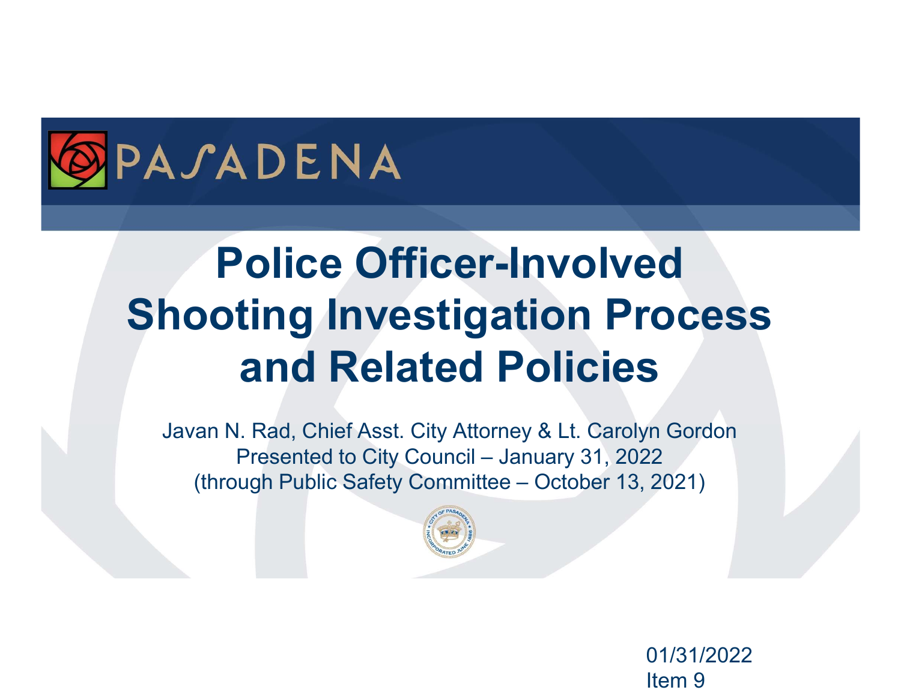PASADENA

# Police Officer-Involved Shooting Investigation Process and Related Policies

Javan N. Rad, Chief Asst. City Attorney & Lt. Carolyn Gordon
Presented to City Council – January 31, 2022
(through Public Safety Committee – October 13, 2021)

01/31/2022
Item 9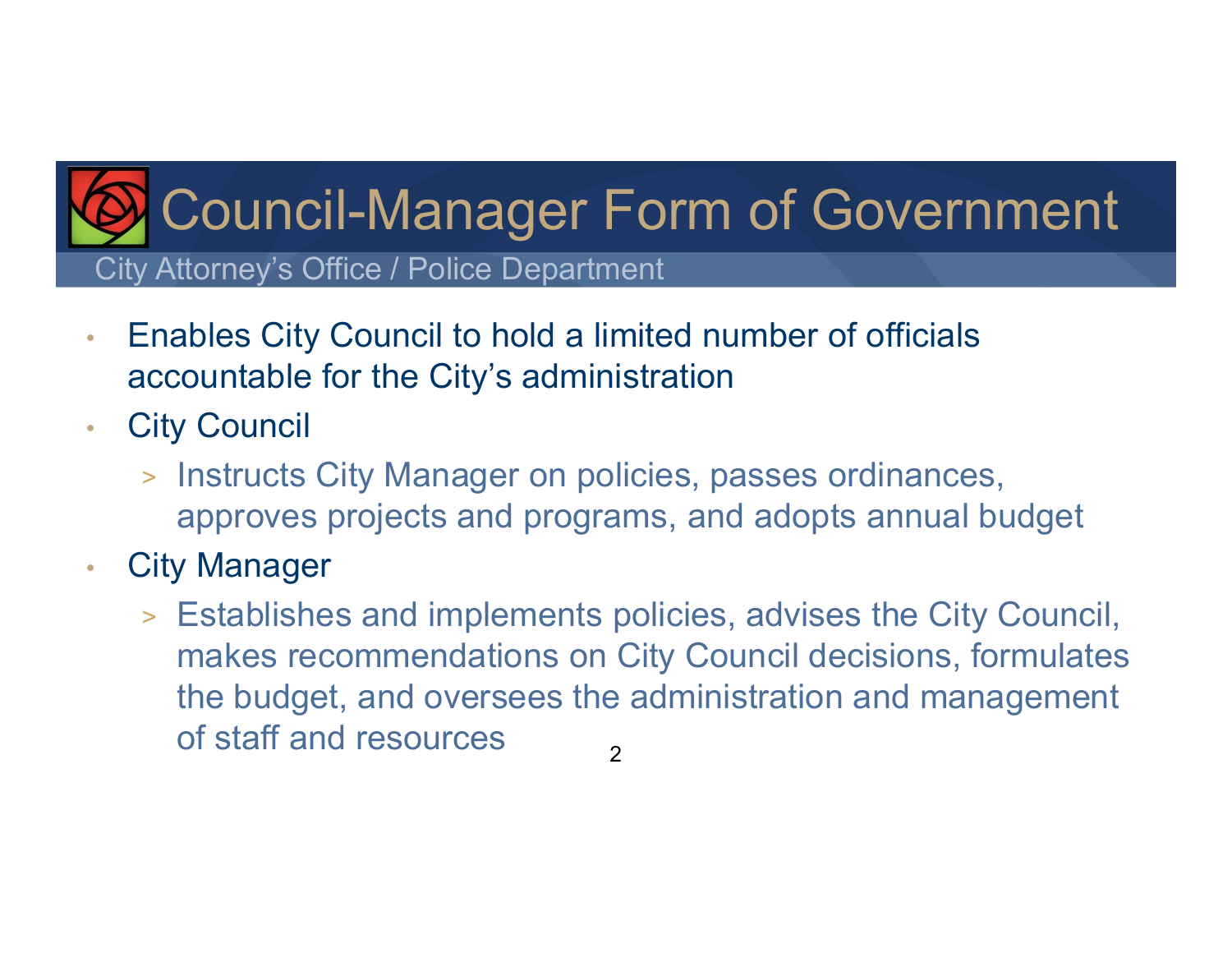# Council-Manager Form of Government

City Attorney's Office / Police Department

- Enables City Council to hold a limited number of officials accountable for the City's administration
- City Council
  - Instructs City Manager on policies, passes ordinances, approves projects and programs, and adopts annual budget
- City Manager
  - Establishes and implements policies, advises the City Council, makes recommendations on City Council decisions, formulates the budget, and oversees the administration and management of staff and resources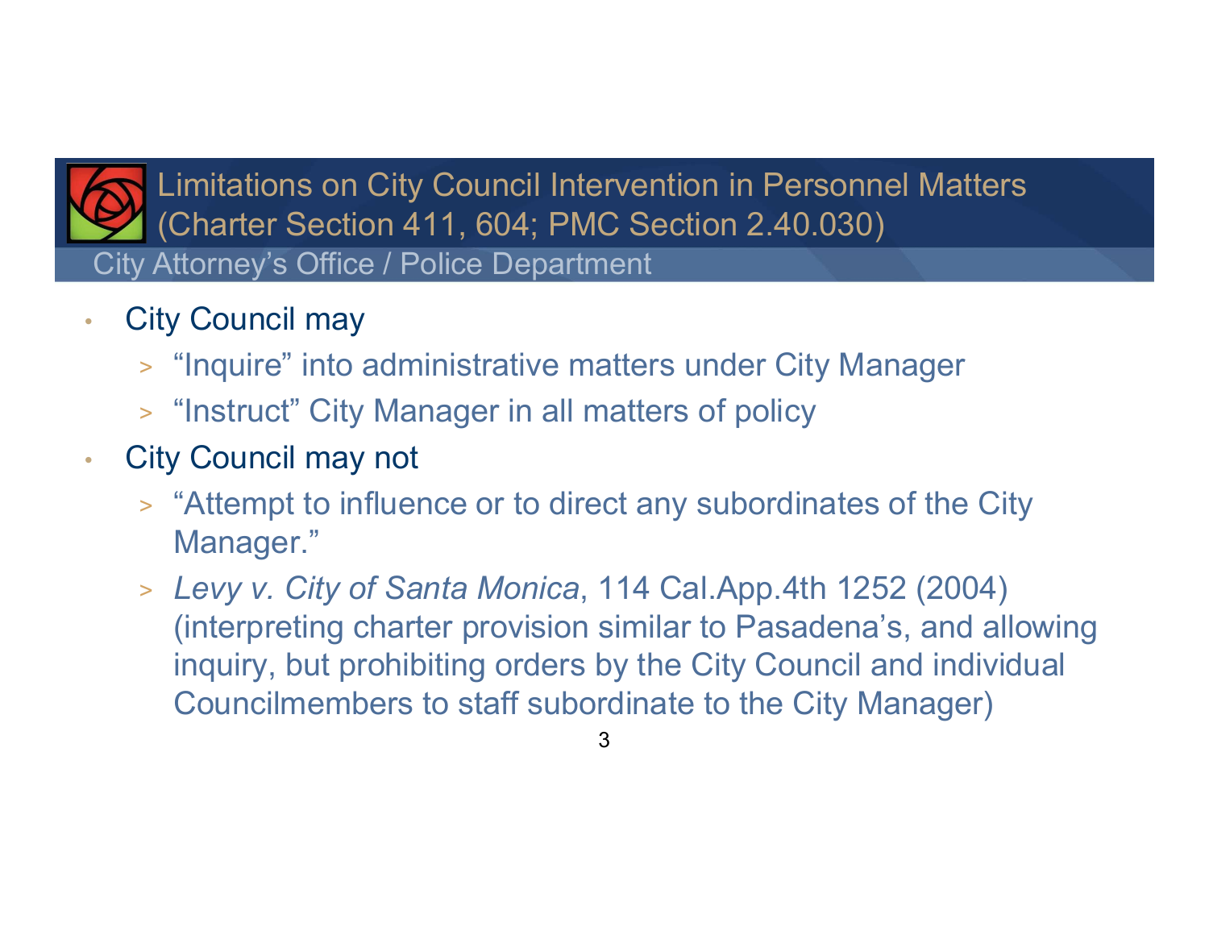# Limitations on City Council Intervention in Personnel Matters (Charter Section 411, 604; PMC Section 2.40.030)

City Attorney's Office / Police Department

- City Council may
  - "Inquire" into administrative matters under City Manager
  - "Instruct" City Manager in all matters of policy
- City Council may not
  - "Attempt to influence or to direct any subordinates of the City Manager."
  - *Levy v. City of Santa Monica*, 114 Cal.App.4th 1252 (2004) (interpreting charter provision similar to Pasadena's, and allowing inquiry, but prohibiting orders by the City Council and individual Councilmembers to staff subordinate to the City Manager)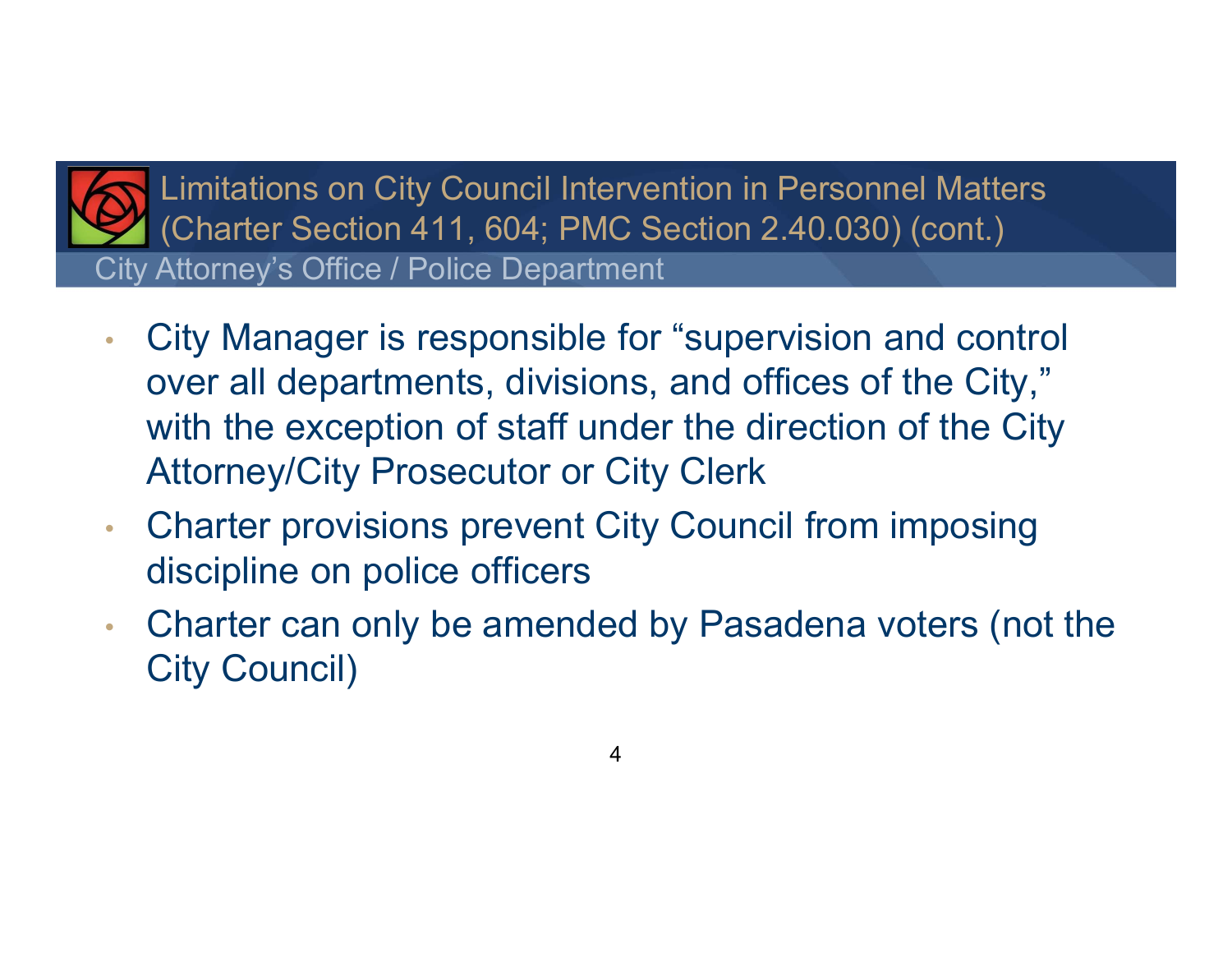## Limitations on City Council Intervention in Personnel Matters (Charter Section 411, 604; PMC Section 2.40.030) (cont.)

### City Attorney's Office / Police Department

- City Manager is responsible for "supervision and control over all departments, divisions, and offices of the City," with the exception of staff under the direction of the City Attorney/City Prosecutor or City Clerk
- Charter provisions prevent City Council from imposing discipline on police officers
- Charter can only be amended by Pasadena voters (not the City Council)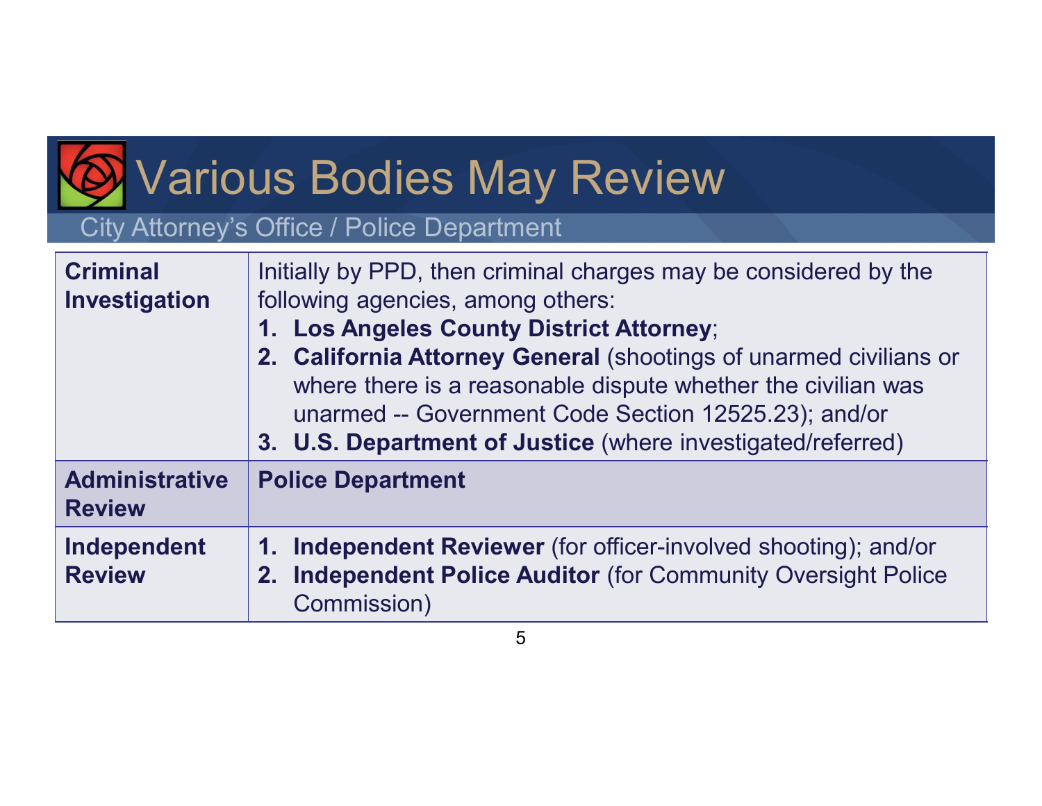# Various Bodies May Review

## City Attorney's Office / Police Department

| | |
|---|---|
| **Criminal Investigation** | Initially by PPD, then criminal charges may be considered by the following agencies, among others:<br>1. **Los Angeles County District Attorney**;<br>2. **California Attorney General** (shootings of unarmed civilians or where there is a reasonable dispute whether the civilian was unarmed -- Government Code Section 12525.23); and/or<br>3. **U.S. Department of Justice** (where investigated/referred) |
| **Administrative Review** | **Police Department** |
| **Independent Review** | 1. **Independent Reviewer** (for officer-involved shooting); and/or<br>2. **Independent Police Auditor** (for Community Oversight Police Commission) |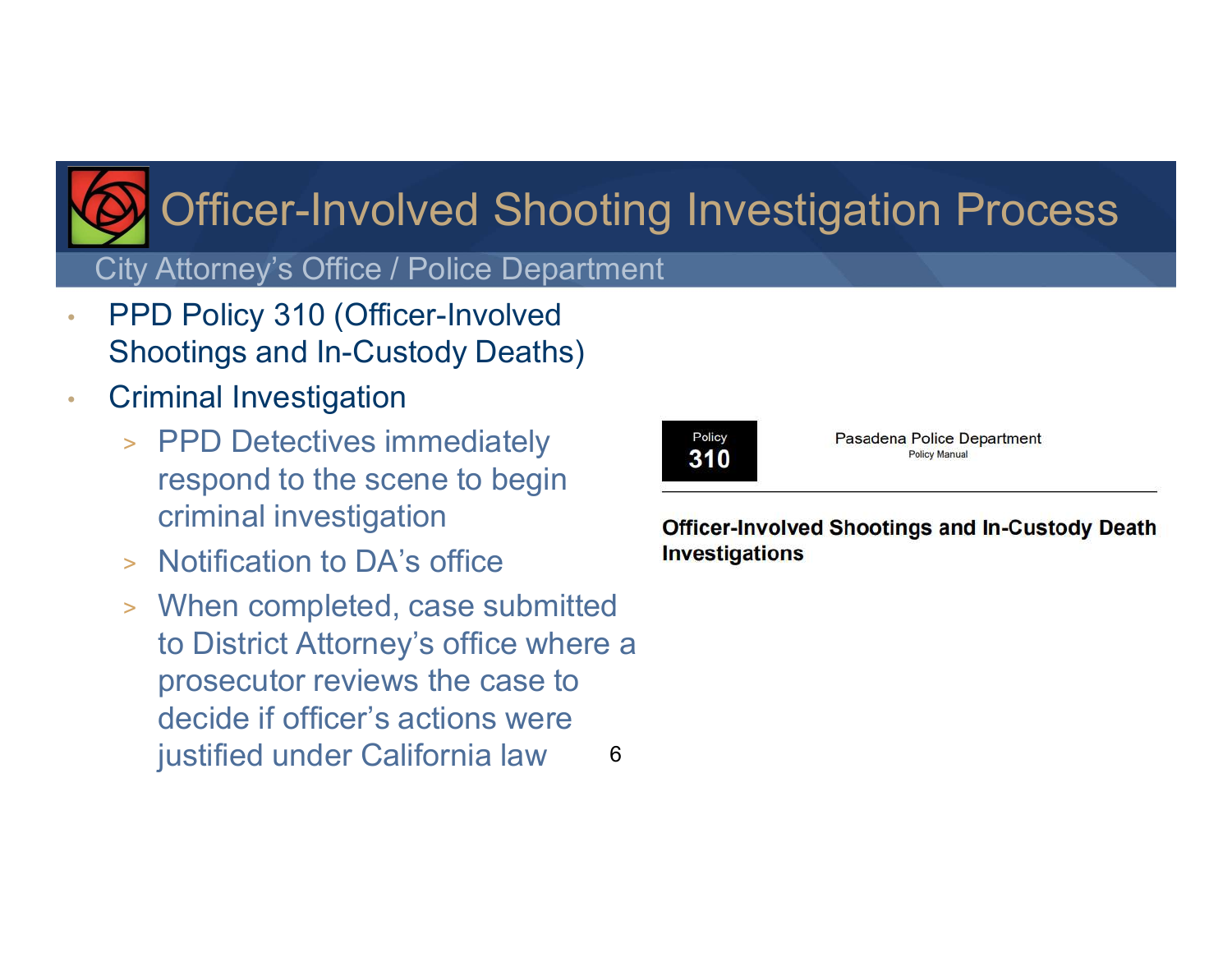# Officer-Involved Shooting Investigation Process

City Attorney's Office / Police Department

- PPD Policy 310 (Officer-Involved Shootings and In-Custody Deaths)
- Criminal Investigation
  - PPD Detectives immediately respond to the scene to begin criminal investigation
  - Notification to DA's office
  - When completed, case submitted to District Attorney's office where a prosecutor reviews the case to decide if officer's actions were justified under California law

Policy **310**

Pasadena Police Department
Policy Manual

**Officer-Involved Shootings and In-Custody Death Investigations**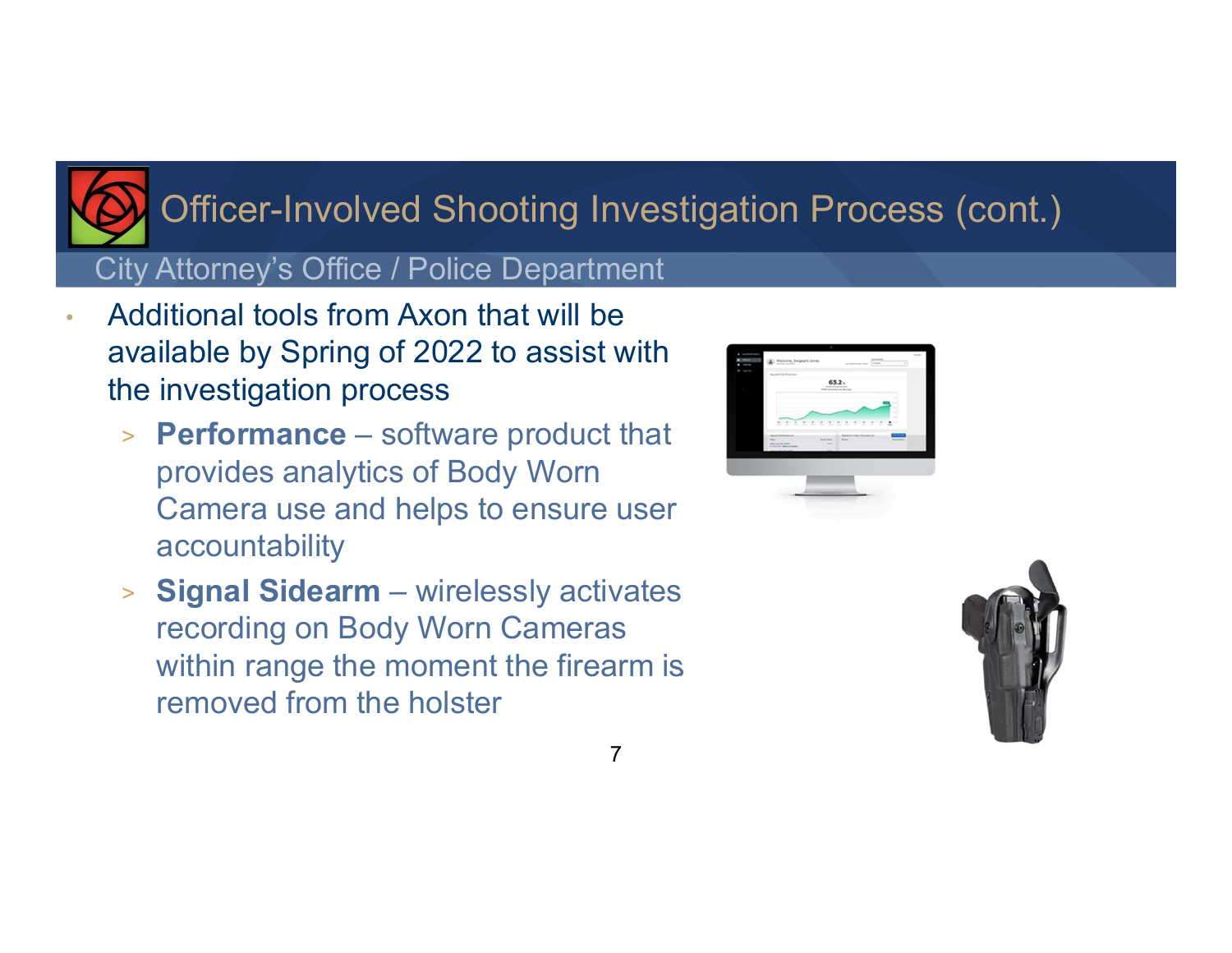# Officer-Involved Shooting Investigation Process (cont.)

## City Attorney's Office / Police Department

- Additional tools from Axon that will be available by Spring of 2022 to assist with the investigation process
  - **Performance** – software product that provides analytics of Body Worn Camera use and helps to ensure user accountability
  - **Signal Sidearm** – wirelessly activates recording on Body Worn Cameras within range the moment the firearm is removed from the holster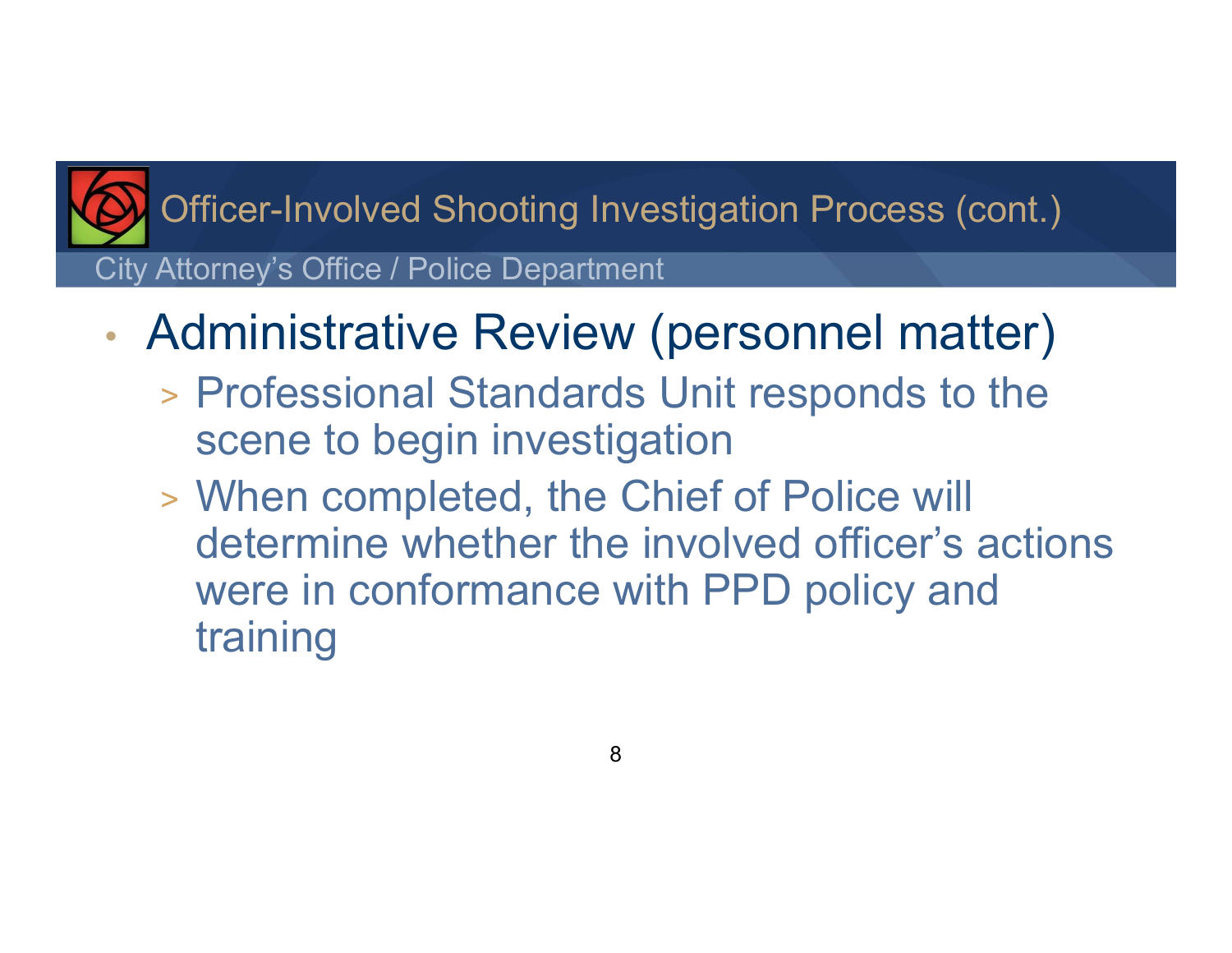# Officer-Involved Shooting Investigation Process (cont.)

City Attorney's Office / Police Department

- Administrative Review (personnel matter)
  - Professional Standards Unit responds to the scene to begin investigation
  - When completed, the Chief of Police will determine whether the involved officer's actions were in conformance with PPD policy and training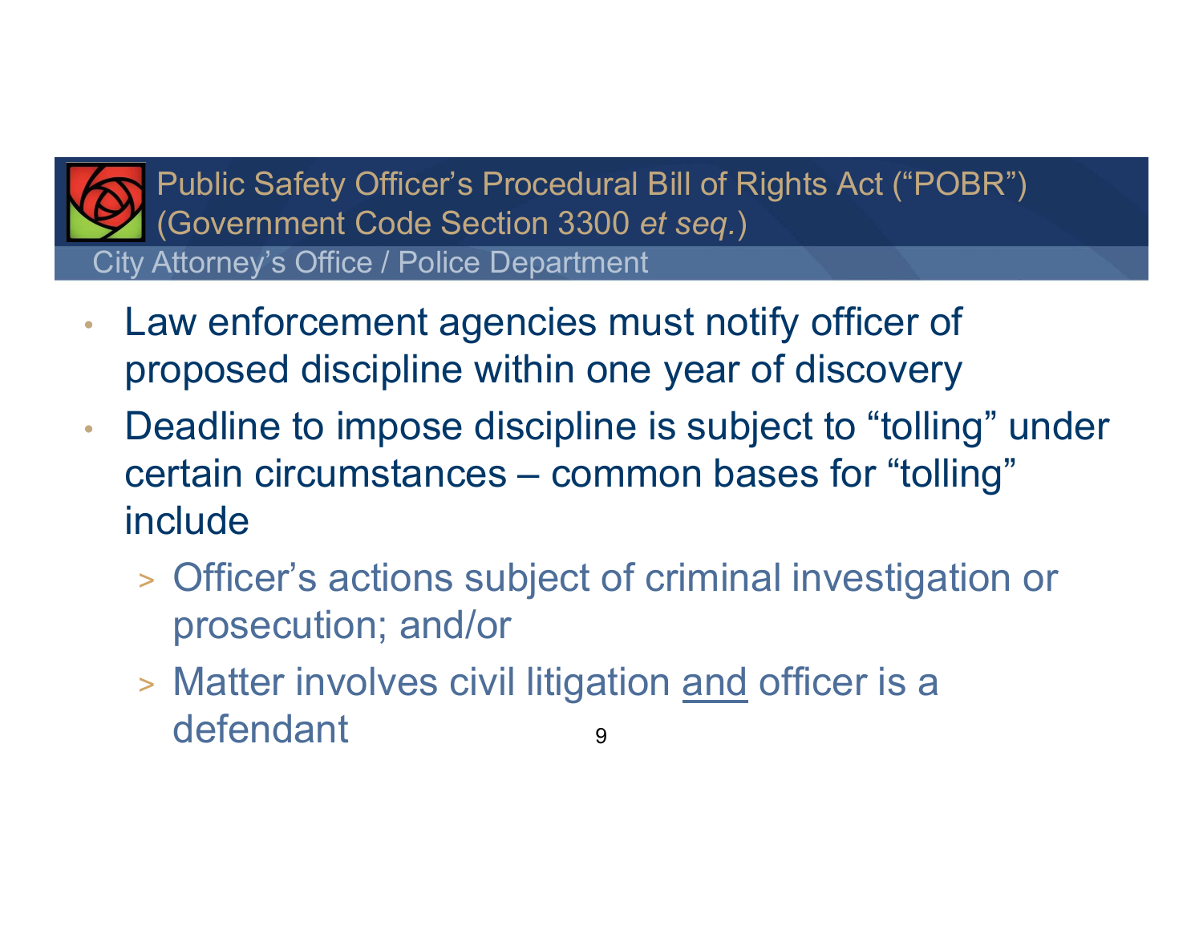# Public Safety Officer's Procedural Bill of Rights Act ("POBR") (Government Code Section 3300 *et seq.*)

City Attorney's Office / Police Department

- Law enforcement agencies must notify officer of proposed discipline within one year of discovery
- Deadline to impose discipline is subject to "tolling" under certain circumstances – common bases for "tolling" include
  - Officer's actions subject of criminal investigation or prosecution; and/or
  - Matter involves civil litigation <u>and</u> officer is a defendant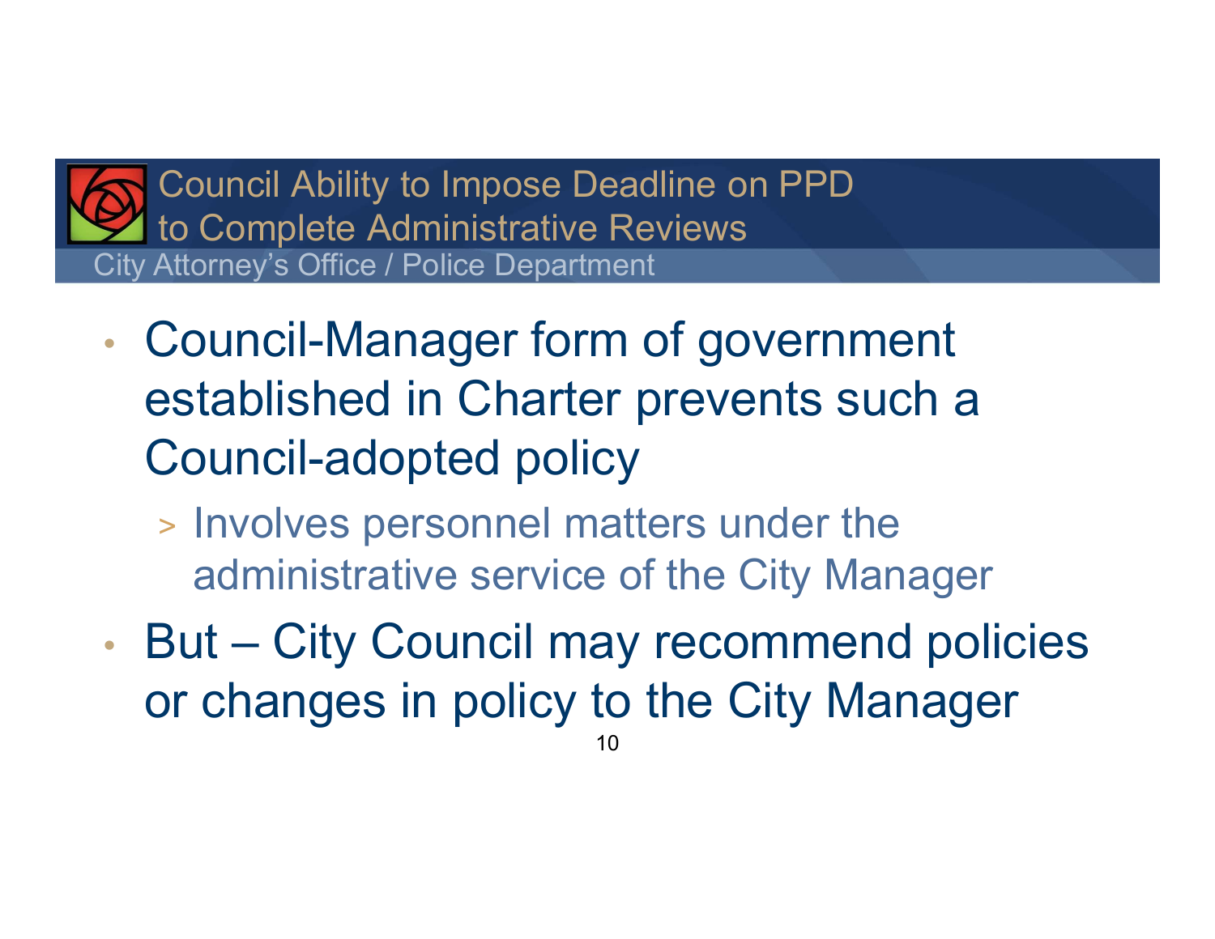# Council Ability to Impose Deadline on PPD to Complete Administrative Reviews

City Attorney's Office / Police Department

- Council-Manager form of government established in Charter prevents such a Council-adopted policy
  - Involves personnel matters under the administrative service of the City Manager
- But – City Council may recommend policies or changes in policy to the City Manager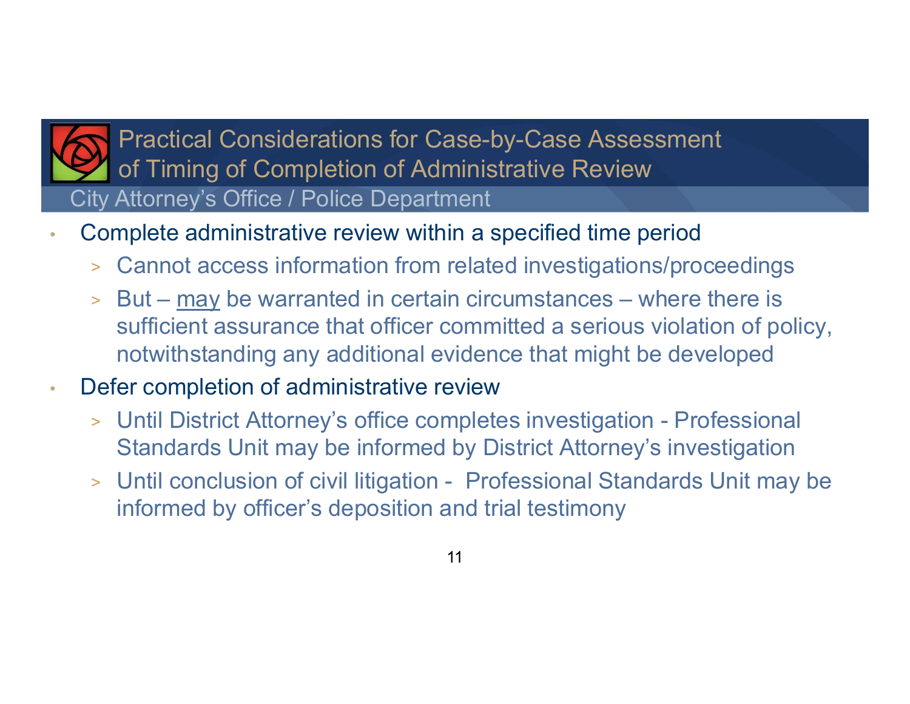# Practical Considerations for Case-by-Case Assessment of Timing of Completion of Administrative Review

## City Attorney's Office / Police Department

- Complete administrative review within a specified time period
  - Cannot access information from related investigations/proceedings
  - But – may be warranted in certain circumstances – where there is sufficient assurance that officer committed a serious violation of policy, notwithstanding any additional evidence that might be developed
- Defer completion of administrative review
  - Until District Attorney's office completes investigation - Professional Standards Unit may be informed by District Attorney's investigation
  - Until conclusion of civil litigation - Professional Standards Unit may be informed by officer's deposition and trial testimony